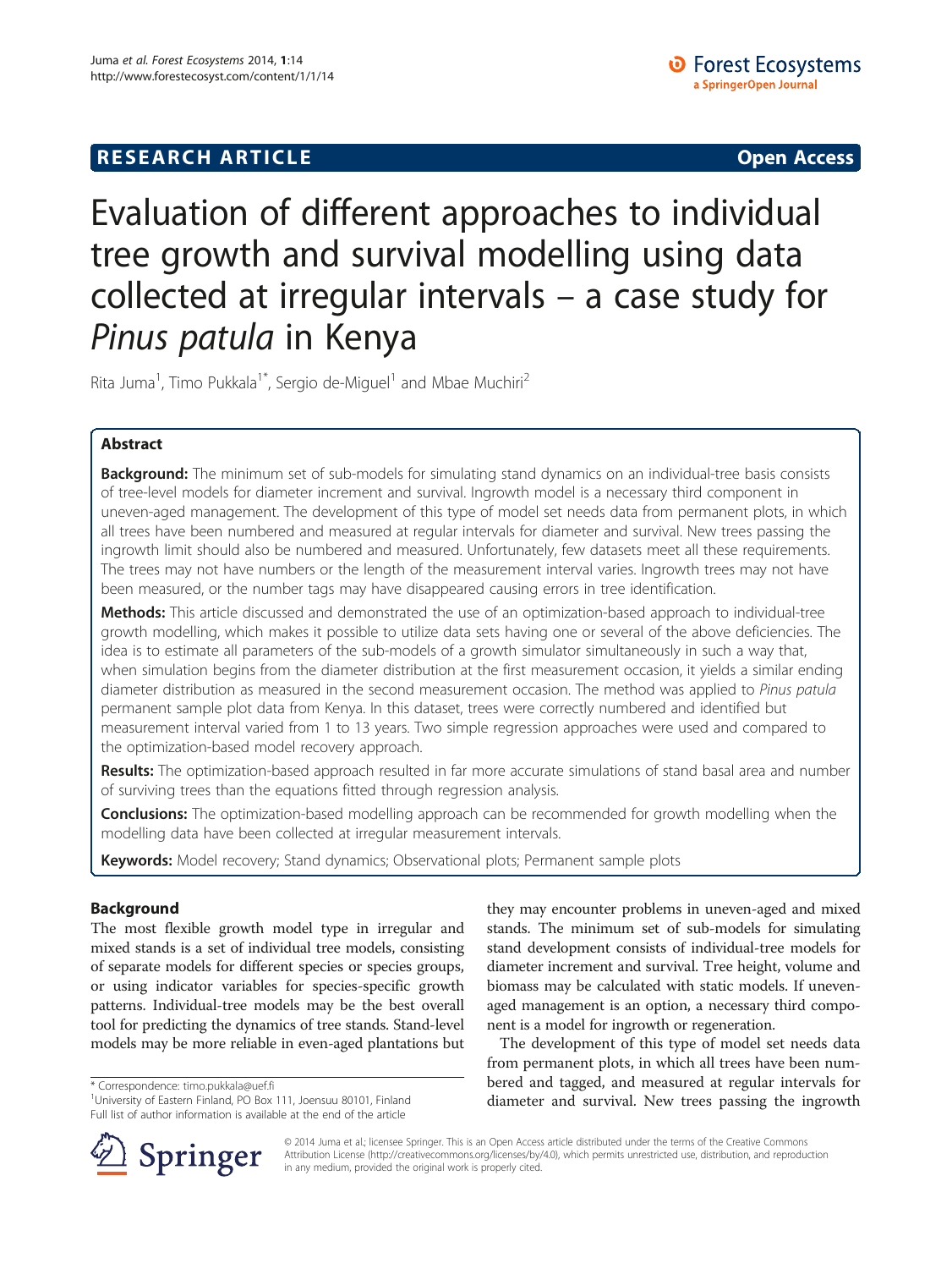RESEARCH ARTICLE Open Access

# Evaluation of different approaches to individual tree growth and survival modelling using data collected at irregular intervals – a case study for *Pinus patula* in Kenya

Rita Juma[1], Timo Pukkala[1*], Sergio de-Miguel[1] and Mbae Muchiri[2]

## Abstract

**Background:** The minimum set of sub-models for simulating stand dynamics on an individual-tree basis consists of tree-level models for diameter increment and survival. Ingrowth model is a necessary third component in uneven-aged management. The development of this type of model set needs data from permanent plots, in which all trees have been numbered and measured at regular intervals for diameter and survival. New trees passing the ingrowth limit should also be numbered and measured. Unfortunately, few datasets meet all these requirements. The trees may not have numbers or the length of the measurement interval varies. Ingrowth trees may not have been measured, or the number tags may have disappeared causing errors in tree identification.

**Methods:** This article discussed and demonstrated the use of an optimization-based approach to individual-tree growth modelling, which makes it possible to utilize data sets having one or several of the above deficiencies. The idea is to estimate all parameters of the sub-models of a growth simulator simultaneously in such a way that, when simulation begins from the diameter distribution at the first measurement occasion, it yields a similar ending diameter distribution as measured in the second measurement occasion. The method was applied to *Pinus patula* permanent sample plot data from Kenya. In this dataset, trees were correctly numbered and identified but measurement interval varied from 1 to 13 years. Two simple regression approaches were used and compared to the optimization-based model recovery approach.

**Results:** The optimization-based approach resulted in far more accurate simulations of stand basal area and number of surviving trees than the equations fitted through regression analysis.

**Conclusions:** The optimization-based modelling approach can be recommended for growth modelling when the modelling data have been collected at irregular measurement intervals.

**Keywords:** Model recovery; Stand dynamics; Observational plots; Permanent sample plots

## Background

The most flexible growth model type in irregular and mixed stands is a set of individual tree models, consisting of separate models for different species or species groups, or using indicator variables for species-specific growth patterns. Individual-tree models may be the best overall tool for predicting the dynamics of tree stands. Stand-level models may be more reliable in even-aged plantations but they may encounter problems in uneven-aged and mixed stands. The minimum set of sub-models for simulating stand development consists of individual-tree models for diameter increment and survival. Tree height, volume and biomass may be calculated with static models. If uneven-aged management is an option, a necessary third component is a model for ingrowth or regeneration.

The development of this type of model set needs data from permanent plots, in which all trees have been numbered and tagged, and measured at regular intervals for diameter and survival. New trees passing the ingrowth

\* Correspondence: timo.pukkala@uef.fi
[1]University of Eastern Finland, PO Box 111, Joensuu 80101, Finland
Full list of author information is available at the end of the article

© 2014 Juma et al.; licensee Springer. This is an Open Access article distributed under the terms of the Creative Commons Attribution License (http://creativecommons.org/licenses/by/4.0), which permits unrestricted use, distribution, and reproduction in any medium, provided the original work is properly cited.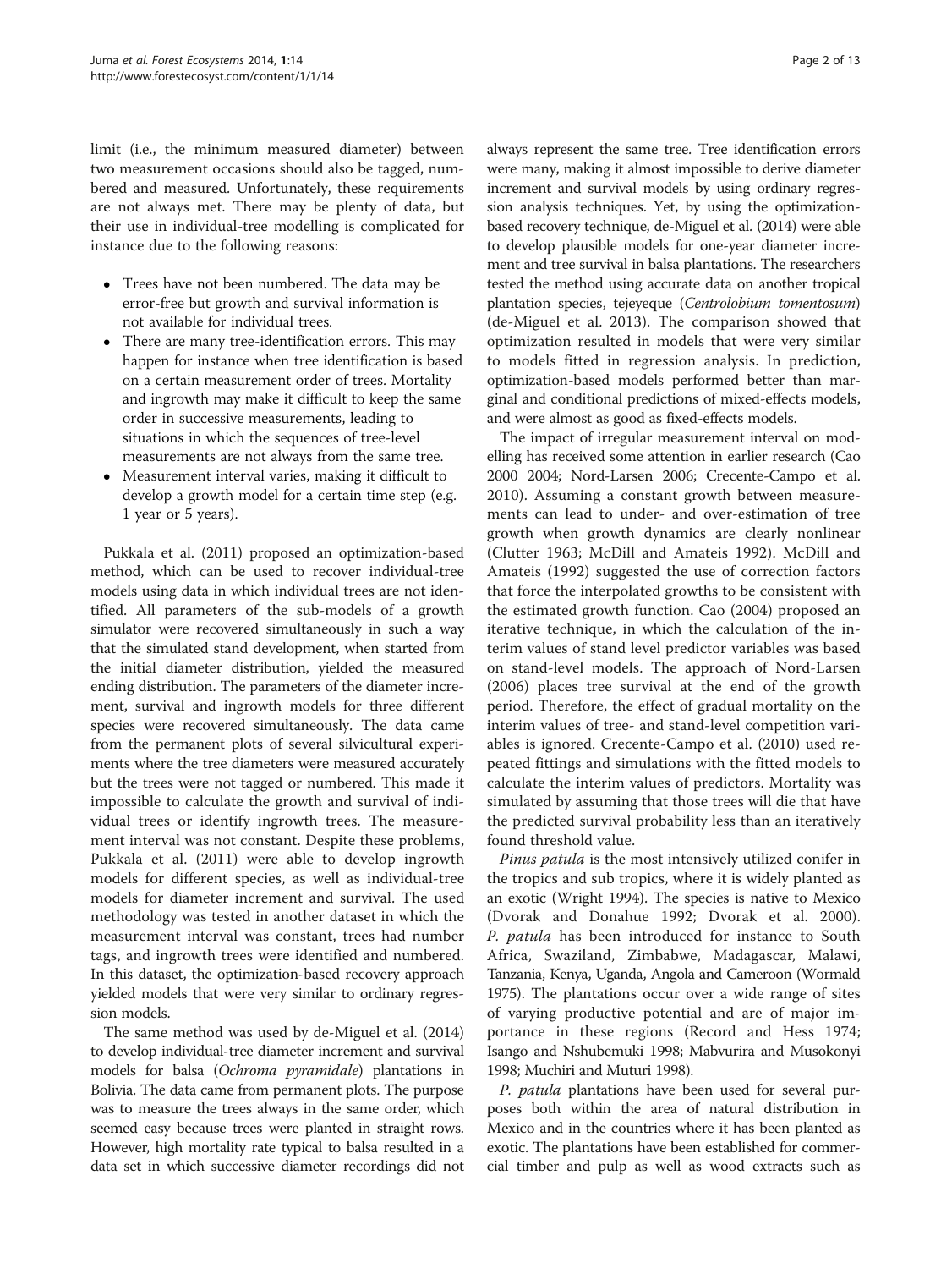limit (i.e., the minimum measured diameter) between two measurement occasions should also be tagged, numbered and measured. Unfortunately, these requirements are not always met. There may be plenty of data, but their use in individual-tree modelling is complicated for instance due to the following reasons:

- Trees have not been numbered. The data may be error-free but growth and survival information is not available for individual trees.
- There are many tree-identification errors. This may happen for instance when tree identification is based on a certain measurement order of trees. Mortality and ingrowth may make it difficult to keep the same order in successive measurements, leading to situations in which the sequences of tree-level measurements are not always from the same tree.
- Measurement interval varies, making it difficult to develop a growth model for a certain time step (e.g. 1 year or 5 years).

Pukkala et al. (2011) proposed an optimization-based method, which can be used to recover individual-tree models using data in which individual trees are not identified. All parameters of the sub-models of a growth simulator were recovered simultaneously in such a way that the simulated stand development, when started from the initial diameter distribution, yielded the measured ending distribution. The parameters of the diameter increment, survival and ingrowth models for three different species were recovered simultaneously. The data came from the permanent plots of several silvicultural experiments where the tree diameters were measured accurately but the trees were not tagged or numbered. This made it impossible to calculate the growth and survival of individual trees or identify ingrowth trees. The measurement interval was not constant. Despite these problems, Pukkala et al. (2011) were able to develop ingrowth models for different species, as well as individual-tree models for diameter increment and survival. The used methodology was tested in another dataset in which the measurement interval was constant, trees had number tags, and ingrowth trees were identified and numbered. In this dataset, the optimization-based recovery approach yielded models that were very similar to ordinary regression models.

The same method was used by de-Miguel et al. (2014) to develop individual-tree diameter increment and survival models for balsa (*Ochroma pyramidale*) plantations in Bolivia. The data came from permanent plots. The purpose was to measure the trees always in the same order, which seemed easy because trees were planted in straight rows. However, high mortality rate typical to balsa resulted in a data set in which successive diameter recordings did not always represent the same tree. Tree identification errors were many, making it almost impossible to derive diameter increment and survival models by using ordinary regression analysis techniques. Yet, by using the optimization-based recovery technique, de-Miguel et al. (2014) were able to develop plausible models for one-year diameter increment and tree survival in balsa plantations. The researchers tested the method using accurate data on another tropical plantation species, tejeyeque (*Centrolobium tomentosum*) (de-Miguel et al. 2013). The comparison showed that optimization resulted in models that were very similar to models fitted in regression analysis. In prediction, optimization-based models performed better than marginal and conditional predictions of mixed-effects models, and were almost as good as fixed-effects models.

The impact of irregular measurement interval on modelling has received some attention in earlier research (Cao 2000 2004; Nord-Larsen 2006; Crecente-Campo et al. 2010). Assuming a constant growth between measurements can lead to under- and over-estimation of tree growth when growth dynamics are clearly nonlinear (Clutter 1963; McDill and Amateis 1992). McDill and Amateis (1992) suggested the use of correction factors that force the interpolated growths to be consistent with the estimated growth function. Cao (2004) proposed an iterative technique, in which the calculation of the interim values of stand level predictor variables was based on stand-level models. The approach of Nord-Larsen (2006) places tree survival at the end of the growth period. Therefore, the effect of gradual mortality on the interim values of tree- and stand-level competition variables is ignored. Crecente-Campo et al. (2010) used repeated fittings and simulations with the fitted models to calculate the interim values of predictors. Mortality was simulated by assuming that those trees will die that have the predicted survival probability less than an iteratively found threshold value.

*Pinus patula* is the most intensively utilized conifer in the tropics and sub tropics, where it is widely planted as an exotic (Wright 1994). The species is native to Mexico (Dvorak and Donahue 1992; Dvorak et al. 2000). *P. patula* has been introduced for instance to South Africa, Swaziland, Zimbabwe, Madagascar, Malawi, Tanzania, Kenya, Uganda, Angola and Cameroon (Wormald 1975). The plantations occur over a wide range of sites of varying productive potential and are of major importance in these regions (Record and Hess 1974; Isango and Nshubemuki 1998; Mabvurira and Musokonyi 1998; Muchiri and Muturi 1998).

*P. patula* plantations have been used for several purposes both within the area of natural distribution in Mexico and in the countries where it has been planted as exotic. The plantations have been established for commercial timber and pulp as well as wood extracts such as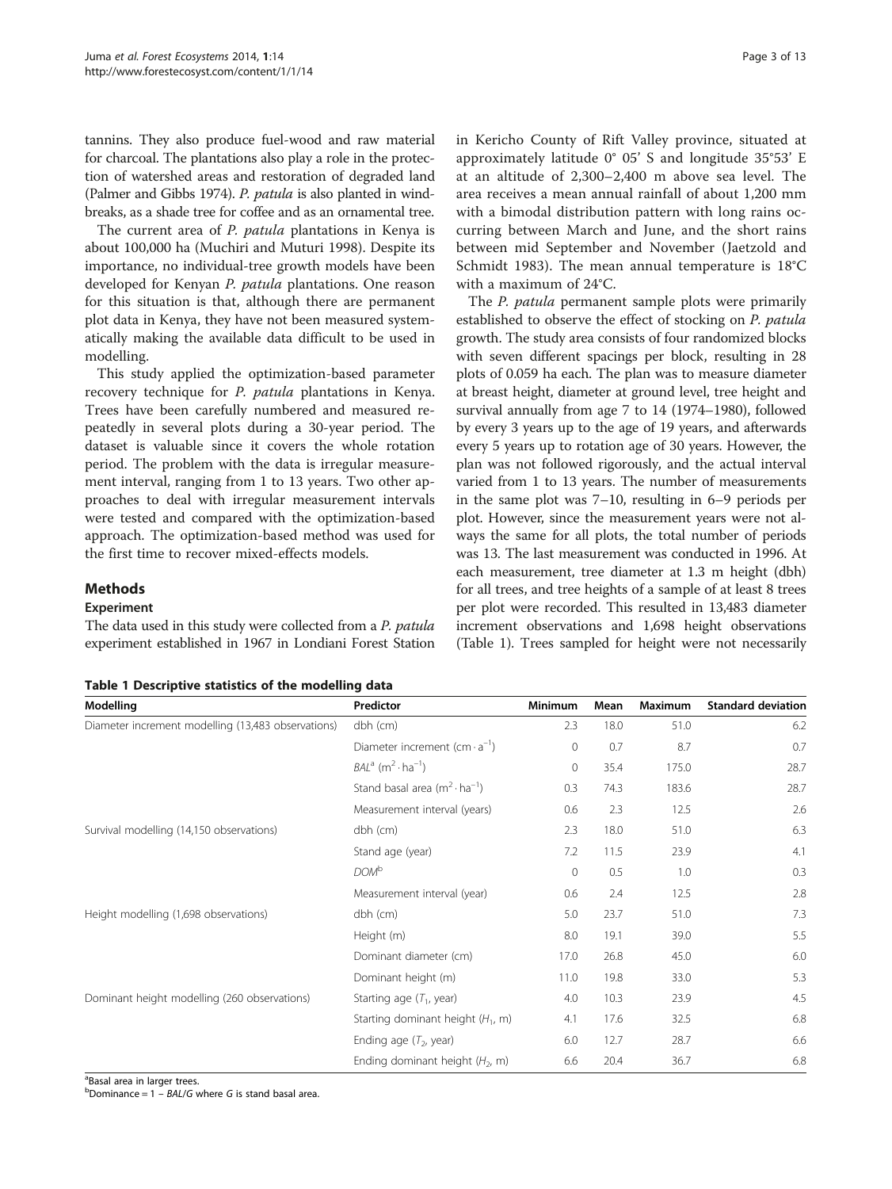tannins. They also produce fuel-wood and raw material for charcoal. The plantations also play a role in the protection of watershed areas and restoration of degraded land (Palmer and Gibbs 1974). *P. patula* is also planted in windbreaks, as a shade tree for coffee and as an ornamental tree.

The current area of *P. patula* plantations in Kenya is about 100,000 ha (Muchiri and Muturi 1998). Despite its importance, no individual-tree growth models have been developed for Kenyan *P. patula* plantations. One reason for this situation is that, although there are permanent plot data in Kenya, they have not been measured systematically making the available data difficult to be used in modelling.

This study applied the optimization-based parameter recovery technique for *P. patula* plantations in Kenya. Trees have been carefully numbered and measured repeatedly in several plots during a 30-year period. The dataset is valuable since it covers the whole rotation period. The problem with the data is irregular measurement interval, ranging from 1 to 13 years. Two other approaches to deal with irregular measurement intervals were tested and compared with the optimization-based approach. The optimization-based method was used for the first time to recover mixed-effects models.

## Methods

### Experiment

The data used in this study were collected from a *P. patula* experiment established in 1967 in Londiani Forest Station in Kericho County of Rift Valley province, situated at approximately latitude 0° 05′ S and longitude 35°53′ E at an altitude of 2,300–2,400 m above sea level. The area receives a mean annual rainfall of about 1,200 mm with a bimodal distribution pattern with long rains occurring between March and June, and the short rains between mid September and November (Jaetzold and Schmidt 1983). The mean annual temperature is 18°C with a maximum of 24°C.

The *P. patula* permanent sample plots were primarily established to observe the effect of stocking on *P. patula* growth. The study area consists of four randomized blocks with seven different spacings per block, resulting in 28 plots of 0.059 ha each. The plan was to measure diameter at breast height, diameter at ground level, tree height and survival annually from age 7 to 14 (1974–1980), followed by every 3 years up to the age of 19 years, and afterwards every 5 years up to rotation age of 30 years. However, the plan was not followed rigorously, and the actual interval varied from 1 to 13 years. The number of measurements in the same plot was 7–10, resulting in 6–9 periods per plot. However, since the measurement years were not always the same for all plots, the total number of periods was 13. The last measurement was conducted in 1996. At each measurement, tree diameter at 1.3 m height (dbh) for all trees, and tree heights of a sample of at least 8 trees per plot were recorded. This resulted in 13,483 diameter increment observations and 1,698 height observations (Table 1). Trees sampled for height were not necessarily

**Table 1 Descriptive statistics of the modelling data**

| Modelling | Predictor | Minimum | Mean | Maximum | Standard deviation |
|---|---|---|---|---|---|
| Diameter increment modelling (13,483 observations) | dbh (cm) | 2.3 | 18.0 | 51.0 | 6.2 |
| | Diameter increment ($cm \cdot a^{-1}$) | 0 | 0.7 | 8.7 | 0.7 |
| | *BAL*[a] ($m^2 \cdot ha^{-1}$) | 0 | 35.4 | 175.0 | 28.7 |
| | Stand basal area ($m^2 \cdot ha^{-1}$) | 0.3 | 74.3 | 183.6 | 28.7 |
| | Measurement interval (years) | 0.6 | 2.3 | 12.5 | 2.6 |
| Survival modelling (14,150 observations) | dbh (cm) | 2.3 | 18.0 | 51.0 | 6.3 |
| | Stand age (year) | 7.2 | 11.5 | 23.9 | 4.1 |
| | *DOM*[b] | 0 | 0.5 | 1.0 | 0.3 |
| | Measurement interval (year) | 0.6 | 2.4 | 12.5 | 2.8 |
| Height modelling (1,698 observations) | dbh (cm) | 5.0 | 23.7 | 51.0 | 7.3 |
| | Height (m) | 8.0 | 19.1 | 39.0 | 5.5 |
| | Dominant diameter (cm) | 17.0 | 26.8 | 45.0 | 6.0 |
| | Dominant height (m) | 11.0 | 19.8 | 33.0 | 5.3 |
| Dominant height modelling (260 observations) | Starting age ($T_1$, year) | 4.0 | 10.3 | 23.9 | 4.5 |
| | Starting dominant height ($H_1$, m) | 4.1 | 17.6 | 32.5 | 6.8 |
| | Ending age ($T_2$, year) | 6.0 | 12.7 | 28.7 | 6.6 |
| | Ending dominant height ($H_2$, m) | 6.6 | 20.4 | 36.7 | 6.8 |

[a]Basal area in larger trees.
[b]Dominance = 1 − *BAL*/*G* where *G* is stand basal area.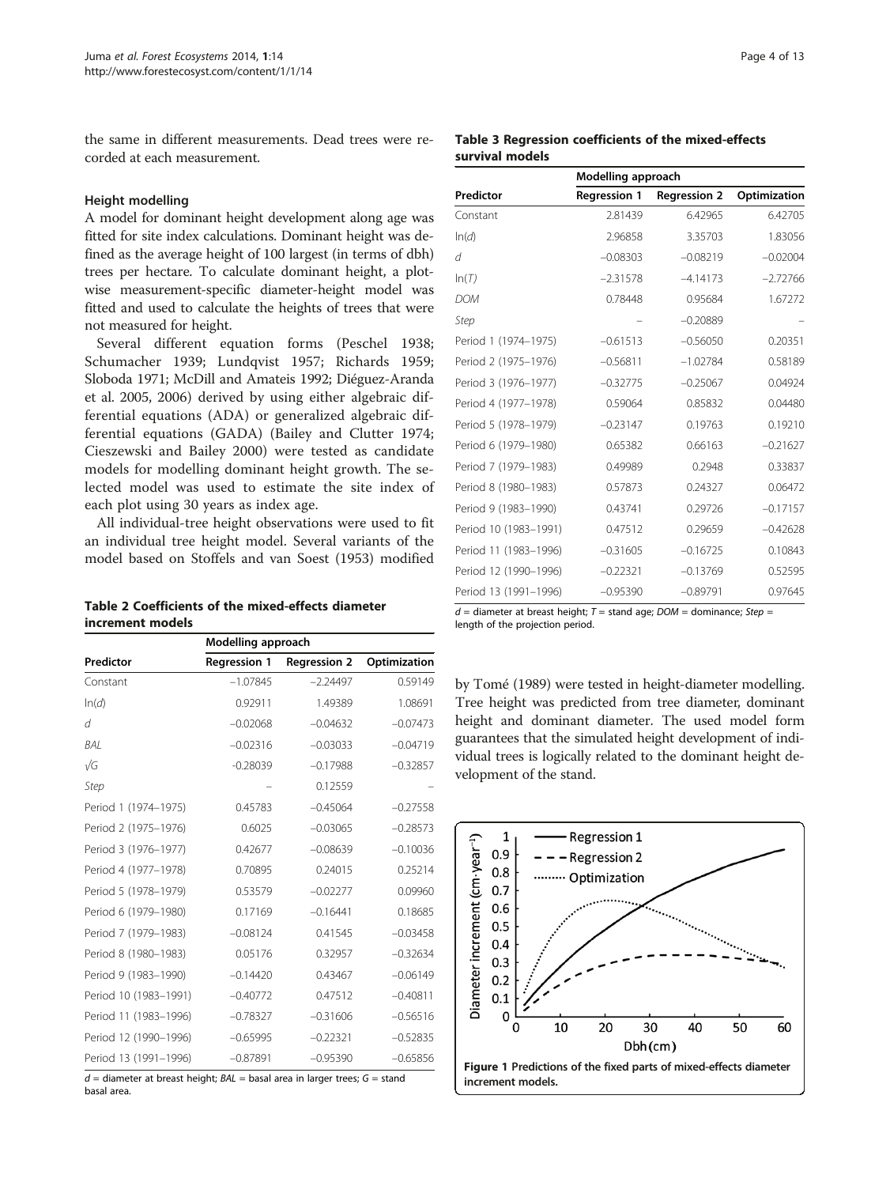the same in different measurements. Dead trees were recorded at each measurement.

### Height modelling

A model for dominant height development along age was fitted for site index calculations. Dominant height was defined as the average height of 100 largest (in terms of dbh) trees per hectare. To calculate dominant height, a plot-wise measurement-specific diameter-height model was fitted and used to calculate the heights of trees that were not measured for height.

Several different equation forms (Peschel 1938; Schumacher 1939; Lundqvist 1957; Richards 1959; Sloboda 1971; McDill and Amateis 1992; Diéguez-Aranda et al. 2005, 2006) derived by using either algebraic differential equations (ADA) or generalized algebraic differential equations (GADA) (Bailey and Clutter 1974; Cieszewski and Bailey 2000) were tested as candidate models for modelling dominant height growth. The selected model was used to estimate the site index of each plot using 30 years as index age.

All individual-tree height observations were used to fit an individual tree height model. Several variants of the model based on Stoffels and van Soest (1953) modified by Tomé (1989) were tested in height-diameter modelling. Tree height was predicted from tree diameter, dominant height and dominant diameter. The used model form guarantees that the simulated height development of individual trees is logically related to the dominant height development of the stand.

**Table 2 Coefficients of the mixed-effects diameter increment models**

| Predictor | Modelling approach | | |
|---|---|---|---|
| | Regression 1 | Regression 2 | Optimization |
| Constant | −1.07845 | −2.24497 | 0.59149 |
| ln(*d*) | 0.92911 | 1.49389 | 1.08691 |
| *d* | −0.02068 | −0.04632 | −0.07473 |
| *BAL* | −0.02316 | −0.03033 | −0.04719 |
| √*G* | -0.28039 | −0.17988 | −0.32857 |
| *Step* | – | 0.12559 | – |
| Period 1 (1974–1975) | 0.45783 | −0.45064 | −0.27558 |
| Period 2 (1975–1976) | 0.6025 | −0.03065 | −0.28573 |
| Period 3 (1976–1977) | 0.42677 | −0.08639 | −0.10036 |
| Period 4 (1977–1978) | 0.70895 | 0.24015 | 0.25214 |
| Period 5 (1978–1979) | 0.53579 | −0.02277 | 0.09960 |
| Period 6 (1979–1980) | 0.17169 | −0.16441 | 0.18685 |
| Period 7 (1979–1983) | −0.08124 | 0.41545 | −0.03458 |
| Period 8 (1980–1983) | 0.05176 | 0.32957 | −0.32634 |
| Period 9 (1983–1990) | −0.14420 | 0.43467 | −0.06149 |
| Period 10 (1983–1991) | −0.40772 | 0.47512 | −0.40811 |
| Period 11 (1983–1996) | −0.78327 | −0.31606 | −0.56516 |
| Period 12 (1990–1996) | −0.65995 | −0.22321 | −0.52835 |
| Period 13 (1991–1996) | −0.87891 | −0.95390 | −0.65856 |

*d* = diameter at breast height; *BAL* = basal area in larger trees; *G* = stand basal area.

**Table 3 Regression coefficients of the mixed-effects survival models**

| Predictor | Modelling approach | | |
|---|---|---|---|
| | Regression 1 | Regression 2 | Optimization |
| Constant | 2.81439 | 6.42965 | 6.42705 |
| ln(*d*) | 2.96858 | 3.35703 | 1.83056 |
| *d* | −0.08303 | −0.08219 | −0.02004 |
| ln(*T*) | −2.31578 | −4.14173 | −2.72766 |
| *DOM* | 0.78448 | 0.95684 | 1.67272 |
| *Step* | – | −0.20889 | – |
| Period 1 (1974–1975) | −0.61513 | −0.56050 | 0.20351 |
| Period 2 (1975–1976) | −0.56811 | −1.02784 | 0.58189 |
| Period 3 (1976–1977) | −0.32775 | −0.25067 | 0.04924 |
| Period 4 (1977–1978) | 0.59064 | 0.85832 | 0.04480 |
| Period 5 (1978–1979) | −0.23147 | 0.19763 | 0.19210 |
| Period 6 (1979–1980) | 0.65382 | 0.66163 | −0.21627 |
| Period 7 (1979–1983) | 0.49989 | 0.2948 | 0.33837 |
| Period 8 (1980–1983) | 0.57873 | 0.24327 | 0.06472 |
| Period 9 (1983–1990) | 0.43741 | 0.29726 | −0.17157 |
| Period 10 (1983–1991) | 0.47512 | 0.29659 | −0.42628 |
| Period 11 (1983–1996) | −0.31605 | −0.16725 | 0.10843 |
| Period 12 (1990–1996) | −0.22321 | −0.13769 | 0.52595 |
| Period 13 (1991–1996) | −0.95390 | −0.89791 | 0.97645 |

*d* = diameter at breast height; *T* = stand age; *DOM* = dominance; *Step* = length of the projection period.

**Figure 1 Predictions of the fixed parts of mixed-effects diameter increment models.**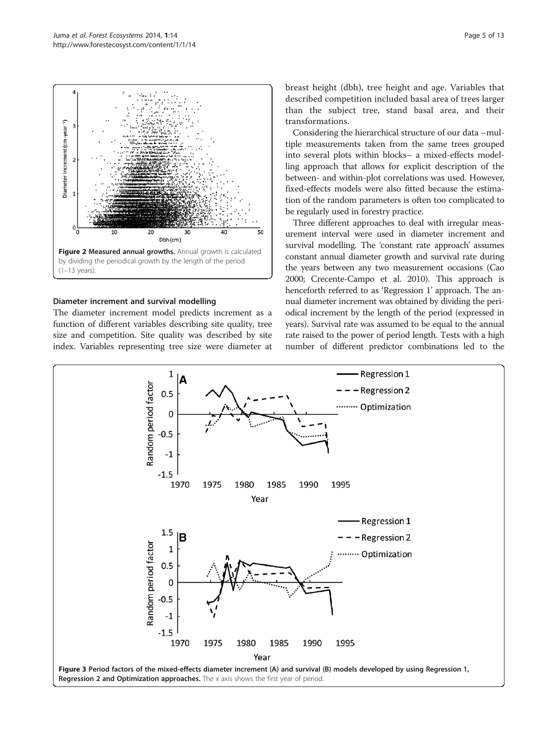Figure 2 Measured annual growths. Annual growth is calculated by dividing the periodical growth by the length of the period (1–13 years).

### Diameter increment and survival modelling

The diameter increment model predicts increment as a function of different variables describing site quality, tree size and competition. Site quality was described by site index. Variables representing tree size were diameter at breast height (dbh), tree height and age. Variables that described competition included basal area of trees larger than the subject tree, stand basal area, and their transformations.

Considering the hierarchical structure of our data –multiple measurements taken from the same trees grouped into several plots within blocks– a mixed-effects modelling approach that allows for explicit description of the between- and within-plot correlations was used. However, fixed-effects models were also fitted because the estimation of the random parameters is often too complicated to be regularly used in forestry practice.

Three different approaches to deal with irregular measurement interval were used in diameter increment and survival modelling. The 'constant rate approach' assumes constant annual diameter growth and survival rate during the years between any two measurement occasions (Cao 2000; Crecente-Campo et al. 2010). This approach is henceforth referred to as 'Regression 1' approach. The annual diameter increment was obtained by dividing the periodical increment by the length of the period (expressed in years). Survival rate was assumed to be equal to the annual rate raised to the power of period length. Tests with a high number of different predictor combinations led to the

Figure 3 Period factors of the mixed-effects diameter increment (A) and survival (B) models developed by using Regression 1, Regression 2 and Optimization approaches. The x axis shows the first year of period.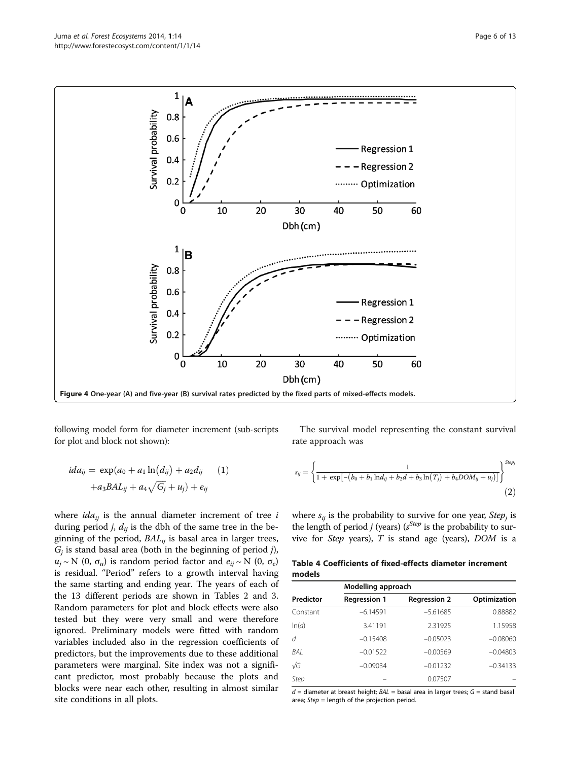Figure 4 One-year (A) and five-year (B) survival rates predicted by the fixed parts of mixed-effects models.

following model form for diameter increment (sub-scripts for plot and block not shown):

$$ida_{ij} = \exp(a_0 + a_1 \ln(d_{ij}) + a_2 d_{ij} + a_3 BAL_{ij} + a_4 \sqrt{G_j} + u_j) + e_{ij} \quad (1)$$

where $ida_{ij}$ is the annual diameter increment of tree $i$ during period $j$, $d_{ij}$ is the dbh of the same tree in the beginning of the period, $BAL_{ij}$ is basal area in larger trees, $G_j$ is stand basal area (both in the beginning of period $j$), $u_j \sim N(0, \sigma_u)$ is random period factor and $e_{ij} \sim N(0, \sigma_e)$ is residual. "Period" refers to a growth interval having the same starting and ending year. The years of each of the 13 different periods are shown in Tables 2 and 3. Random parameters for plot and block effects were also tested but they were very small and were therefore ignored. Preliminary models were fitted with random variables included also in the regression coefficients of predictors, but the improvements due to these additional parameters were marginal. Site index was not a significant predictor, most probably because the plots and blocks were near each other, resulting in almost similar site conditions in all plots.

The survival model representing the constant survival rate approach was

$$s_{ij} = \left\{ \frac{1}{1 + \exp\left[-\left(b_0 + b_1 \ln d_{ij} + b_2 d + b_3 \ln(T_j) + b_4 DOM_{ij} + u_j\right)\right]} \right\}^{Step_j} \quad (2)$$

where $s_{ij}$ is the probability to survive for one year, $Step_j$ is the length of period $j$ (years) ($s^{Step}$ is the probability to survive for $Step$ years), $T$ is stand age (years), $DOM$ is a

**Table 4 Coefficients of fixed-effects diameter increment models**

| Predictor | Modelling approach | | |
|---|---|---|---|
| | Regression 1 | Regression 2 | Optimization |
| Constant | −6.14591 | −5.61685 | 0.88882 |
| ln(*d*) | 3.41191 | 2.31925 | 1.15958 |
| *d* | −0.15408 | −0.05023 | −0.08060 |
| *BAL* | −0.01522 | −0.00569 | −0.04803 |
| √*G* | −0.09034 | −0.01232 | −0.34133 |
| *Step* | – | 0.07507 | – |

*d* = diameter at breast height; *BAL* = basal area in larger trees; *G* = stand basal area; *Step* = length of the projection period.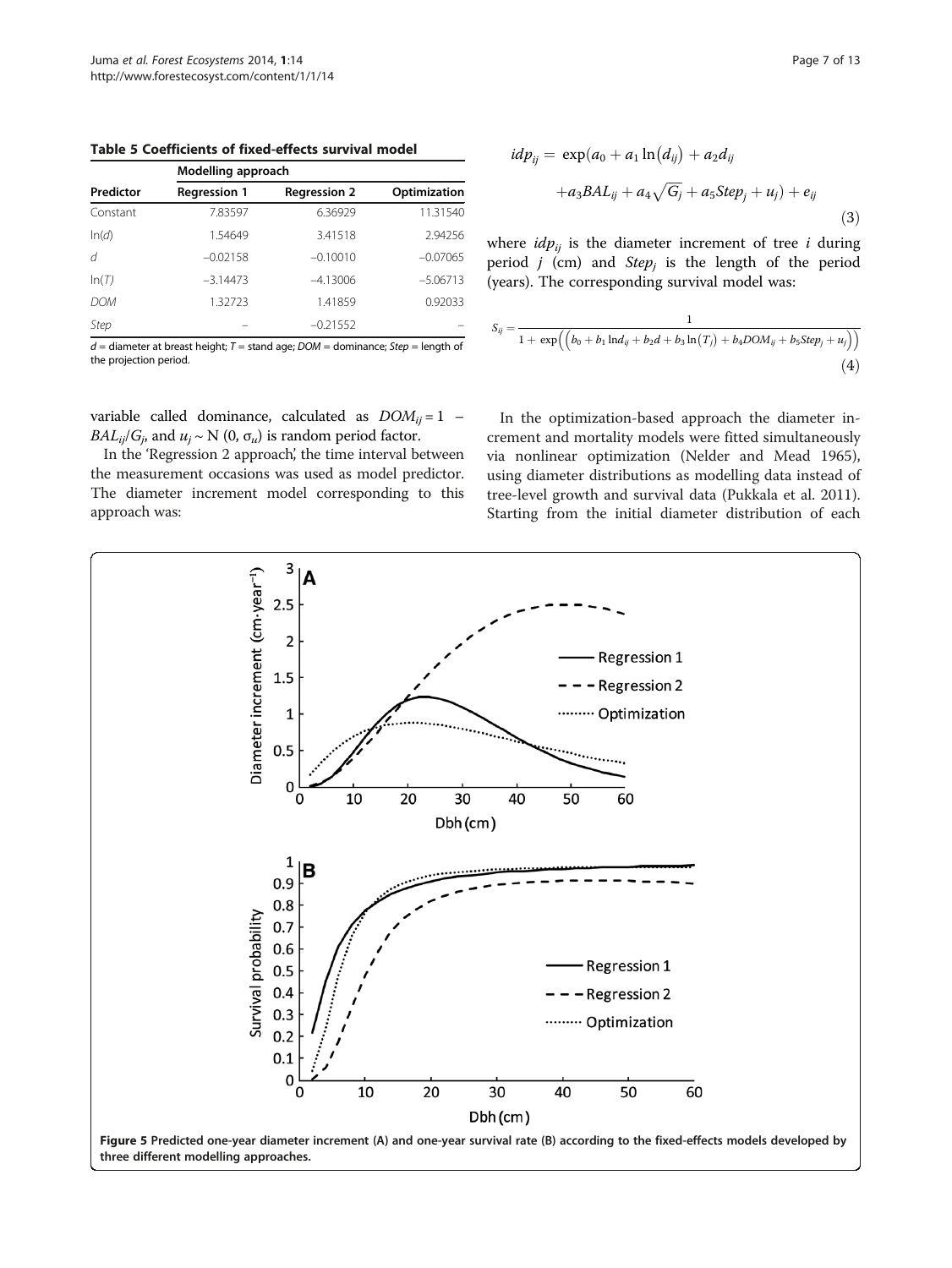**Table 5 Coefficients of fixed-effects survival model**

| Predictor | Modelling approach | | |
|---|---|---|---|
| | Regression 1 | Regression 2 | Optimization |
| Constant | 7.83597 | 6.36929 | 11.31540 |
| ln(*d*) | 1.54649 | 3.41518 | 2.94256 |
| *d* | −0.02158 | −0.10010 | −0.07065 |
| ln(*T*) | −3.14473 | −4.13006 | −5.06713 |
| *DOM* | 1.32723 | 1.41859 | 0.92033 |
| *Step* | – | −0.21552 | – |

$d$ = diameter at breast height; $T$ = stand age; $DOM$ = dominance; $Step$ = length of the projection period.

variable called dominance, calculated as $DOM_{ij} = 1 - BAL_{ij}/G_j$, and $u_j \sim N(0, \sigma_u)$ is random period factor.

In the 'Regression 2 approach', the time interval between the measurement occasions was used as model predictor. The diameter increment model corresponding to this approach was:

$$idp_{ij} = \exp(a_0 + a_1 \ln(d_{ij}) + a_2 d_{ij} + a_3 BAL_{ij} + a_4 \sqrt{G_j} + a_5 Step_j + u_j) + e_{ij} \tag{3}$$

where $idp_{ij}$ is the diameter increment of tree $i$ during period $j$ (cm) and $Step_j$ is the length of the period (years). The corresponding survival model was:

$$S_{ij} = \frac{1}{1 + \exp\left(\left(b_0 + b_1 \ln d_{ij} + b_2 d + b_3 \ln(T_j) + b_4 DOM_{ij} + b_5 Step_j + u_j\right)\right)} \tag{4}$$

In the optimization-based approach the diameter increment and mortality models were fitted simultaneously via nonlinear optimization (Nelder and Mead 1965), using diameter distributions as modelling data instead of tree-level growth and survival data (Pukkala et al. 2011). Starting from the initial diameter distribution of each

**Figure 5** Predicted one-year diameter increment (A) and one-year survival rate (B) according to the fixed-effects models developed by three different modelling approaches.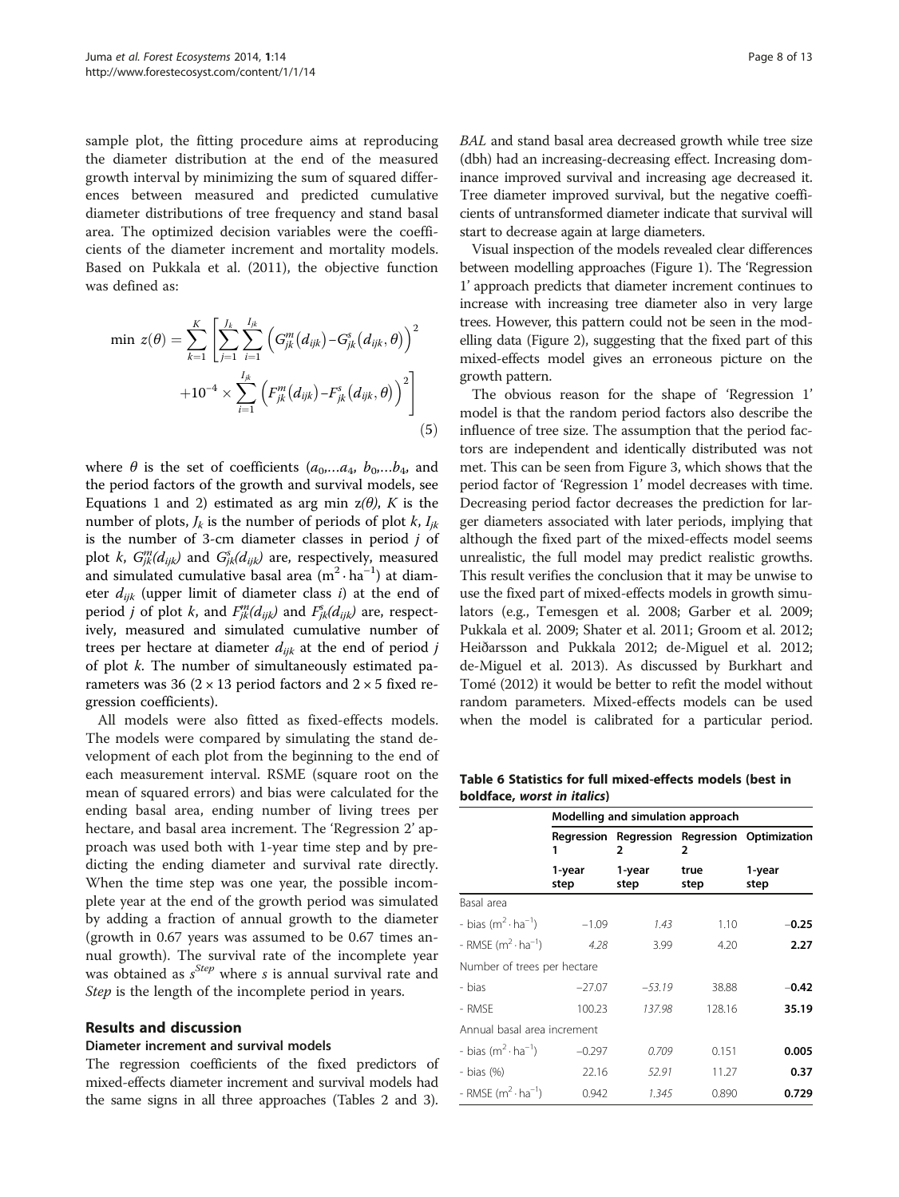sample plot, the fitting procedure aims at reproducing the diameter distribution at the end of the measured growth interval by minimizing the sum of squared differences between measured and predicted cumulative diameter distributions of tree frequency and stand basal area. The optimized decision variables were the coefficients of the diameter increment and mortality models. Based on Pukkala et al. (2011), the objective function was defined as:

$$\min\ z(\theta) = \sum_{k=1}^{K}\left[\sum_{j=1}^{J_k}\sum_{i=1}^{I_{jk}}\left(G_{jk}^{m}(d_{ijk}) - G_{jk}^{s}(d_{ijk},\theta)\right)^2 + 10^{-4}\times\sum_{i=1}^{I_{jk}}\left(F_{jk}^{m}(d_{ijk}) - F_{jk}^{s}(d_{ijk},\theta)\right)^2\right] \quad (5)$$

where $\theta$ is the set of coefficients ($a_0,\ldots a_4$, $b_0,\ldots b_4$, and the period factors of the growth and survival models, see Equations 1 and 2) estimated as arg min $z(\theta)$, $K$ is the number of plots, $J_k$ is the number of periods of plot $k$, $I_{jk}$ is the number of 3-cm diameter classes in period $j$ of plot $k$, $G_{jk}^{m}(d_{ijk})$ and $G_{jk}^{s}(d_{ijk})$ are, respectively, measured and simulated cumulative basal area ($m^2 \cdot ha^{-1}$) at diameter $d_{ijk}$ (upper limit of diameter class $i$) at the end of period $j$ of plot $k$, and $F_{jk}^{m}(d_{ijk})$ and $F_{jk}^{s}(d_{ijk})$ are, respectively, measured and simulated cumulative number of trees per hectare at diameter $d_{ijk}$ at the end of period $j$ of plot $k$. The number of simultaneously estimated parameters was 36 (2 × 13 period factors and 2 × 5 fixed regression coefficients).

All models were also fitted as fixed-effects models. The models were compared by simulating the stand development of each plot from the beginning to the end of each measurement interval. RSME (square root on the mean of squared errors) and bias were calculated for the ending basal area, ending number of living trees per hectare, and basal area increment. The 'Regression 2' approach was used both with 1-year time step and by predicting the ending diameter and survival rate directly. When the time step was one year, the possible incomplete year at the end of the growth period was simulated by adding a fraction of annual growth to the diameter (growth in 0.67 years was assumed to be 0.67 times annual growth). The survival rate of the incomplete year was obtained as $s^{Step}$ where $s$ is annual survival rate and *Step* is the length of the incomplete period in years.

## Results and discussion

### Diameter increment and survival models

The regression coefficients of the fixed predictors of mixed-effects diameter increment and survival models had the same signs in all three approaches (Tables 2 and 3). *BAL* and stand basal area decreased growth while tree size (dbh) had an increasing-decreasing effect. Increasing dominance improved survival and increasing age decreased it. Tree diameter improved survival, but the negative coefficients of untransformed diameter indicate that survival will start to decrease again at large diameters.

Visual inspection of the models revealed clear differences between modelling approaches (Figure 1). The 'Regression 1' approach predicts that diameter increment continues to increase with increasing tree diameter also in very large trees. However, this pattern could not be seen in the modelling data (Figure 2), suggesting that the fixed part of this mixed-effects model gives an erroneous picture on the growth pattern.

The obvious reason for the shape of 'Regression 1' model is that the random period factors also describe the influence of tree size. The assumption that the period factors are independent and identically distributed was not met. This can be seen from Figure 3, which shows that the period factor of 'Regression 1' model decreases with time. Decreasing period factor decreases the prediction for larger diameters associated with later periods, implying that although the fixed part of the mixed-effects model seems unrealistic, the full model may predict realistic growths. This result verifies the conclusion that it may be unwise to use the fixed part of mixed-effects models in growth simulators (e.g., Temesgen et al. 2008; Garber et al. 2009; Pukkala et al. 2009; Shater et al. 2011; Groom et al. 2012; Heiðarsson and Pukkala 2012; de-Miguel et al. 2012; de-Miguel et al. 2013). As discussed by Burkhart and Tomé (2012) it would be better to refit the model without random parameters. Mixed-effects models can be used when the model is calibrated for a particular period.

**Table 6 Statistics for full mixed-effects models (best in boldface, *worst in italics*)**

| | Modelling and simulation approach | | | |
|---|---|---|---|---|
| | Regression 1 | Regression 2 | Regression 2 | Optimization |
| | 1-year step | 1-year step | true step | 1-year step |
| Basal area | | | | |
| - bias ($m^2 \cdot ha^{-1}$) | −1.09 | *1.43* | 1.10 | **−0.25** |
| - RMSE ($m^2 \cdot ha^{-1}$) | *4.28* | 3.99 | 4.20 | **2.27** |
| Number of trees per hectare | | | | |
| - bias | −27.07 | *−53.19* | 38.88 | **−0.42** |
| - RMSE | 100.23 | *137.98* | 128.16 | **35.19** |
| Annual basal area increment | | | | |
| - bias ($m^2 \cdot ha^{-1}$) | −0.297 | *0.709* | 0.151 | **0.005** |
| - bias (%) | 22.16 | *52.91* | 11.27 | **0.37** |
| - RMSE ($m^2 \cdot ha^{-1}$) | 0.942 | *1.345* | 0.890 | **0.729** |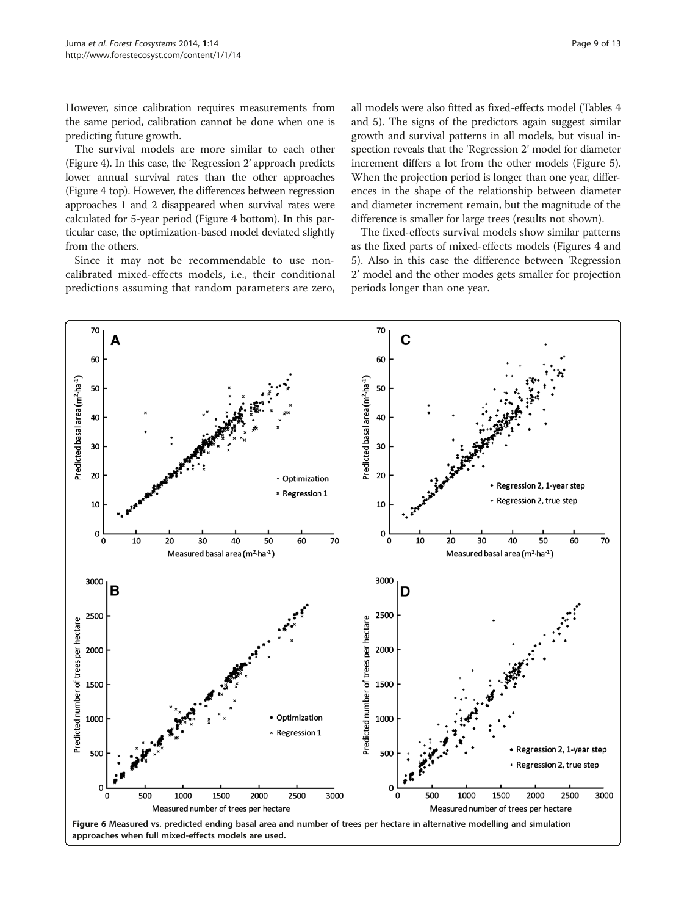However, since calibration requires measurements from the same period, calibration cannot be done when one is predicting future growth.

The survival models are more similar to each other (Figure 4). In this case, the 'Regression 2' approach predicts lower annual survival rates than the other approaches (Figure 4 top). However, the differences between regression approaches 1 and 2 disappeared when survival rates were calculated for 5-year period (Figure 4 bottom). In this particular case, the optimization-based model deviated slightly from the others.

Since it may not be recommendable to use non-calibrated mixed-effects models, i.e., their conditional predictions assuming that random parameters are zero, all models were also fitted as fixed-effects model (Tables 4 and 5). The signs of the predictors again suggest similar growth and survival patterns in all models, but visual inspection reveals that the 'Regression 2' model for diameter increment differs a lot from the other models (Figure 5). When the projection period is longer than one year, differences in the shape of the relationship between diameter and diameter increment remain, but the magnitude of the difference is smaller for large trees (results not shown).

The fixed-effects survival models show similar patterns as the fixed parts of mixed-effects models (Figures 4 and 5). Also in this case the difference between 'Regression 2' model and the other modes gets smaller for projection periods longer than one year.

**Figure 6** Measured vs. predicted ending basal area and number of trees per hectare in alternative modelling and simulation approaches when full mixed-effects models are used.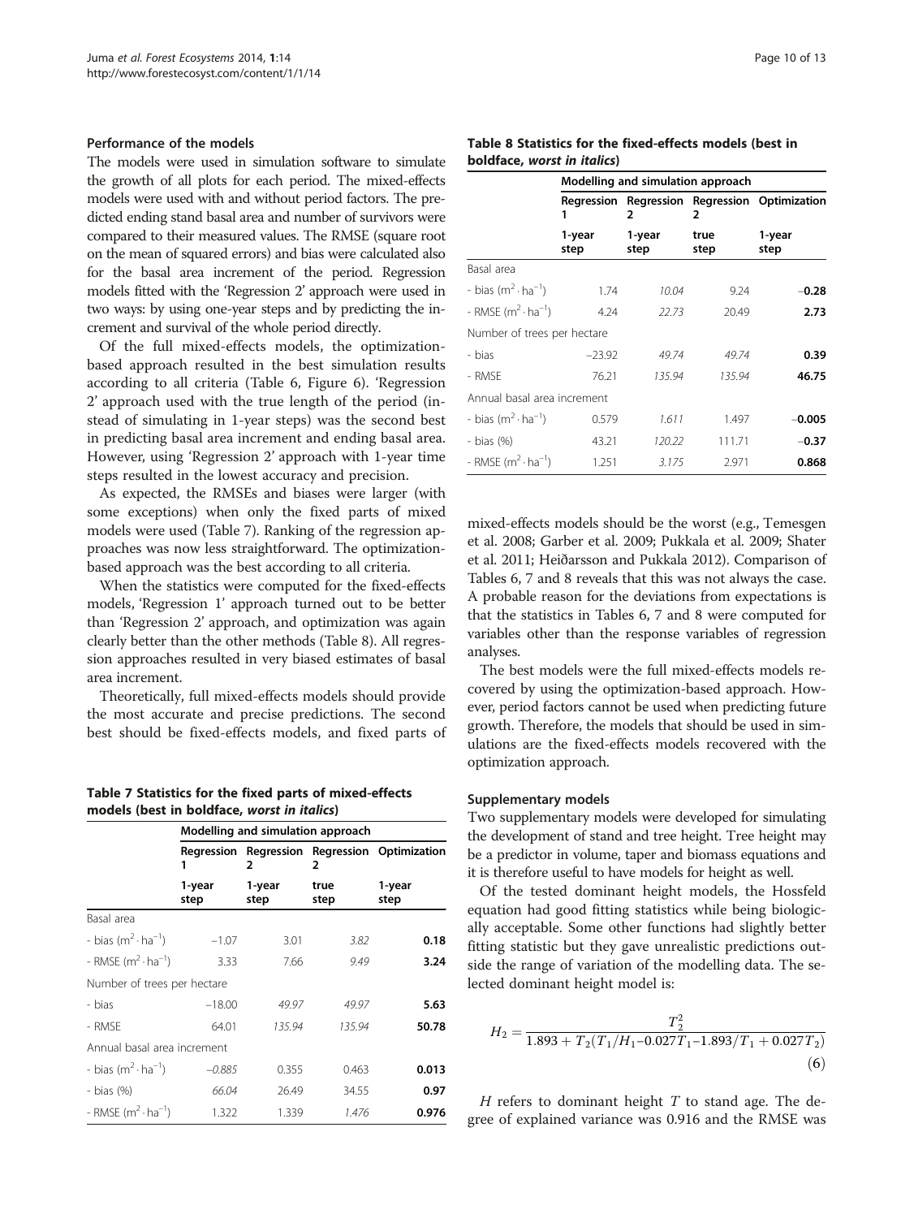### Performance of the models

The models were used in simulation software to simulate the growth of all plots for each period. The mixed-effects models were used with and without period factors. The predicted ending stand basal area and number of survivors were compared to their measured values. The RMSE (square root on the mean of squared errors) and bias were calculated also for the basal area increment of the period. Regression models fitted with the 'Regression 2' approach were used in two ways: by using one-year steps and by predicting the increment and survival of the whole period directly.

Of the full mixed-effects models, the optimization-based approach resulted in the best simulation results according to all criteria (Table 6, Figure 6). 'Regression 2' approach used with the true length of the period (instead of simulating in 1-year steps) was the second best in predicting basal area increment and ending basal area. However, using 'Regression 2' approach with 1-year time steps resulted in the lowest accuracy and precision.

As expected, the RMSEs and biases were larger (with some exceptions) when only the fixed parts of mixed models were used (Table 7). Ranking of the regression approaches was now less straightforward. The optimization-based approach was the best according to all criteria.

When the statistics were computed for the fixed-effects models, 'Regression 1' approach turned out to be better than 'Regression 2' approach, and optimization was again clearly better than the other methods (Table 8). All regression approaches resulted in very biased estimates of basal area increment.

Theoretically, full mixed-effects models should provide the most accurate and precise predictions. The second best should be fixed-effects models, and fixed parts of mixed-effects models should be the worst (e.g., Temesgen et al. 2008; Garber et al. 2009; Pukkala et al. 2009; Shater et al. 2011; Heiðarsson and Pukkala 2012). Comparison of Tables 6, 7 and 8 reveals that this was not always the case. A probable reason for the deviations from expectations is that the statistics in Tables 6, 7 and 8 were computed for variables other than the response variables of regression analyses.

The best models were the full mixed-effects models recovered by using the optimization-based approach. However, period factors cannot be used when predicting future growth. Therefore, the models that should be used in simulations are the fixed-effects models recovered with the optimization approach.

**Table 7 Statistics for the fixed parts of mixed-effects models (best in boldface, *worst in italics*)**

| | Modelling and simulation approach | | | |
|---|---|---|---|---|
| | Regression 1 | Regression 2 | Regression 2 | Optimization |
| | 1-year step | 1-year step | true step | 1-year step |
| Basal area | | | | |
| - bias ($m^2 \cdot ha^{-1}$) | −1.07 | 3.01 | *3.82* | **0.18** |
| - RMSE ($m^2 \cdot ha^{-1}$) | 3.33 | 7.66 | *9.49* | **3.24** |
| Number of trees per hectare | | | | |
| - bias | −18.00 | *49.97* | *49.97* | **5.63** |
| - RMSE | 64.01 | *135.94* | *135.94* | **50.78** |
| Annual basal area increment | | | | |
| - bias ($m^2 \cdot ha^{-1}$) | *−0.885* | 0.355 | 0.463 | **0.013** |
| - bias (%) | *66.04* | 26.49 | 34.55 | **0.97** |
| - RMSE ($m^2 \cdot ha^{-1}$) | 1.322 | 1.339 | *1.476* | **0.976** |

**Table 8 Statistics for the fixed-effects models (best in boldface, *worst in italics*)**

| | Modelling and simulation approach | | | |
|---|---|---|---|---|
| | Regression 1 | Regression 2 | Regression 2 | Optimization |
| | 1-year step | 1-year step | true step | 1-year step |
| Basal area | | | | |
| - bias ($m^2 \cdot ha^{-1}$) | 1.74 | *10.04* | 9.24 | **−0.28** |
| - RMSE ($m^2 \cdot ha^{-1}$) | 4.24 | *22.73* | 20.49 | **2.73** |
| Number of trees per hectare | | | | |
| - bias | −23.92 | *49.74* | *49.74* | **0.39** |
| - RMSE | 76.21 | *135.94* | *135.94* | **46.75** |
| Annual basal area increment | | | | |
| - bias ($m^2 \cdot ha^{-1}$) | 0.579 | *1.611* | 1.497 | **−0.005** |
| - bias (%) | 43.21 | *120.22* | 111.71 | **−0.37** |
| - RMSE ($m^2 \cdot ha^{-1}$) | 1.251 | *3.175* | 2.971 | **0.868** |

### Supplementary models

Two supplementary models were developed for simulating the development of stand and tree height. Tree height may be a predictor in volume, taper and biomass equations and it is therefore useful to have models for height as well.

Of the tested dominant height models, the Hossfeld equation had good fitting statistics while being biologically acceptable. Some other functions had slightly better fitting statistic but they gave unrealistic predictions outside the range of variation of the modelling data. The selected dominant height model is:

$$H_2 = \frac{T_2^2}{1.893 + T_2(T_1/H_1 - 0.027T_1 - 1.893/T_1 + 0.027T_2)} \tag{6}$$

$H$ refers to dominant height $T$ to stand age. The degree of explained variance was 0.916 and the RMSE was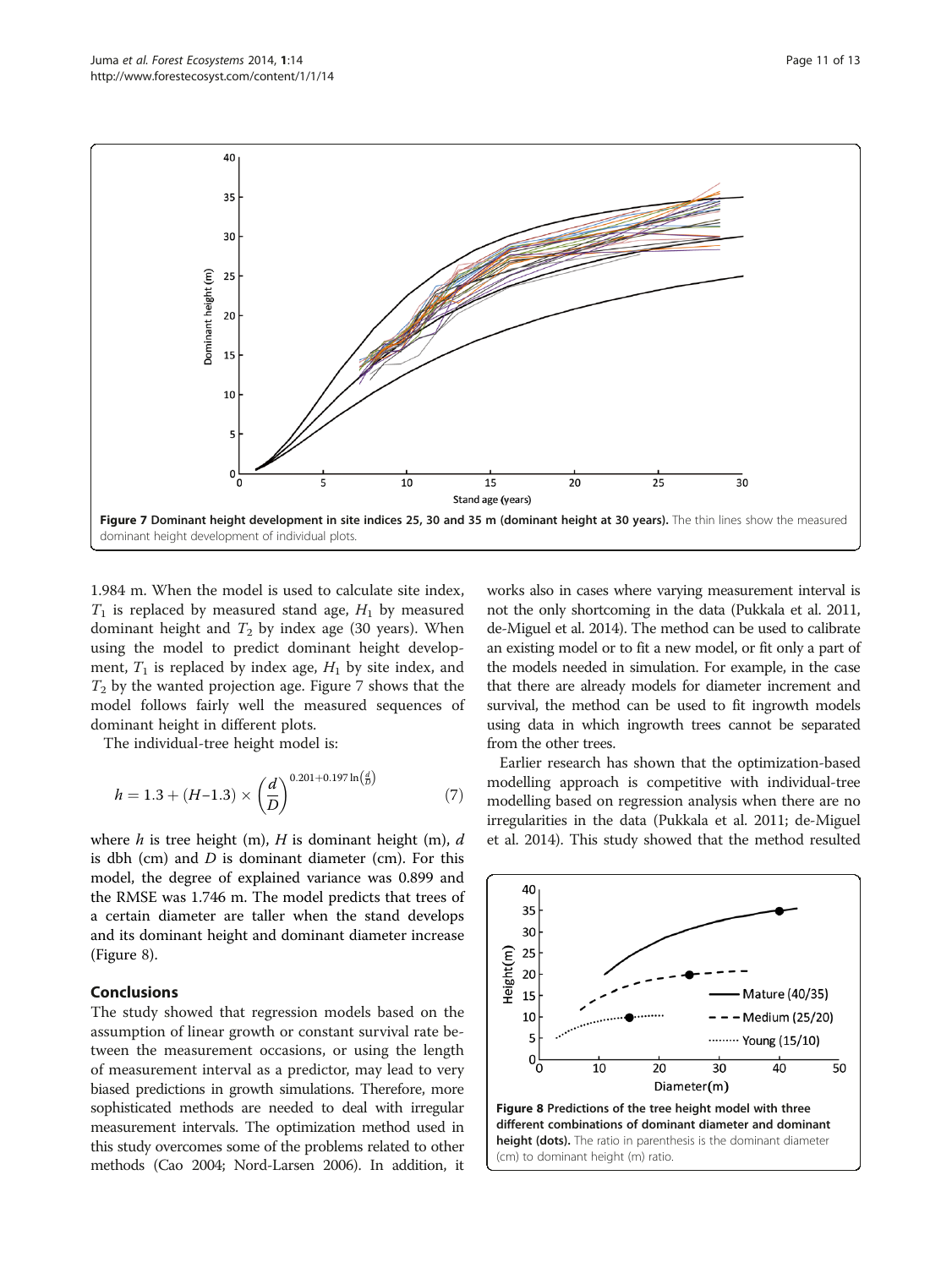Figure 7 Dominant height development in site indices 25, 30 and 35 m (dominant height at 30 years). The thin lines show the measured dominant height development of individual plots.

1.984 m. When the model is used to calculate site index, $T_1$ is replaced by measured stand age, $H_1$ by measured dominant height and $T_2$ by index age (30 years). When using the model to predict dominant height development, $T_1$ is replaced by index age, $H_1$ by site index, and $T_2$ by the wanted projection age. Figure 7 shows that the model follows fairly well the measured sequences of dominant height in different plots.

The individual-tree height model is:

$$h = 1.3 + (H - 1.3) \times \left(\frac{d}{D}\right)^{0.201 + 0.197 \ln\left(\frac{d}{D}\right)} \tag{7}$$

where $h$ is tree height (m), $H$ is dominant height (m), $d$ is dbh (cm) and $D$ is dominant diameter (cm). For this model, the degree of explained variance was 0.899 and the RMSE was 1.746 m. The model predicts that trees of a certain diameter are taller when the stand develops and its dominant height and dominant diameter increase (Figure 8).

## Conclusions

The study showed that regression models based on the assumption of linear growth or constant survival rate between the measurement occasions, or using the length of measurement interval as a predictor, may lead to very biased predictions in growth simulations. Therefore, more sophisticated methods are needed to deal with irregular measurement intervals. The optimization method used in this study overcomes some of the problems related to other methods (Cao 2004; Nord-Larsen 2006). In addition, it works also in cases where varying measurement interval is not the only shortcoming in the data (Pukkala et al. 2011, de-Miguel et al. 2014). The method can be used to calibrate an existing model or to fit a new model, or fit only a part of the models needed in simulation. For example, in the case that there are already models for diameter increment and survival, the method can be used to fit ingrowth models using data in which ingrowth trees cannot be separated from the other trees.

Earlier research has shown that the optimization-based modelling approach is competitive with individual-tree modelling based on regression analysis when there are no irregularities in the data (Pukkala et al. 2011; de-Miguel et al. 2014). This study showed that the method resulted

Figure 8 Predictions of the tree height model with three different combinations of dominant diameter and dominant height (dots). The ratio in parenthesis is the dominant diameter (cm) to dominant height (m) ratio.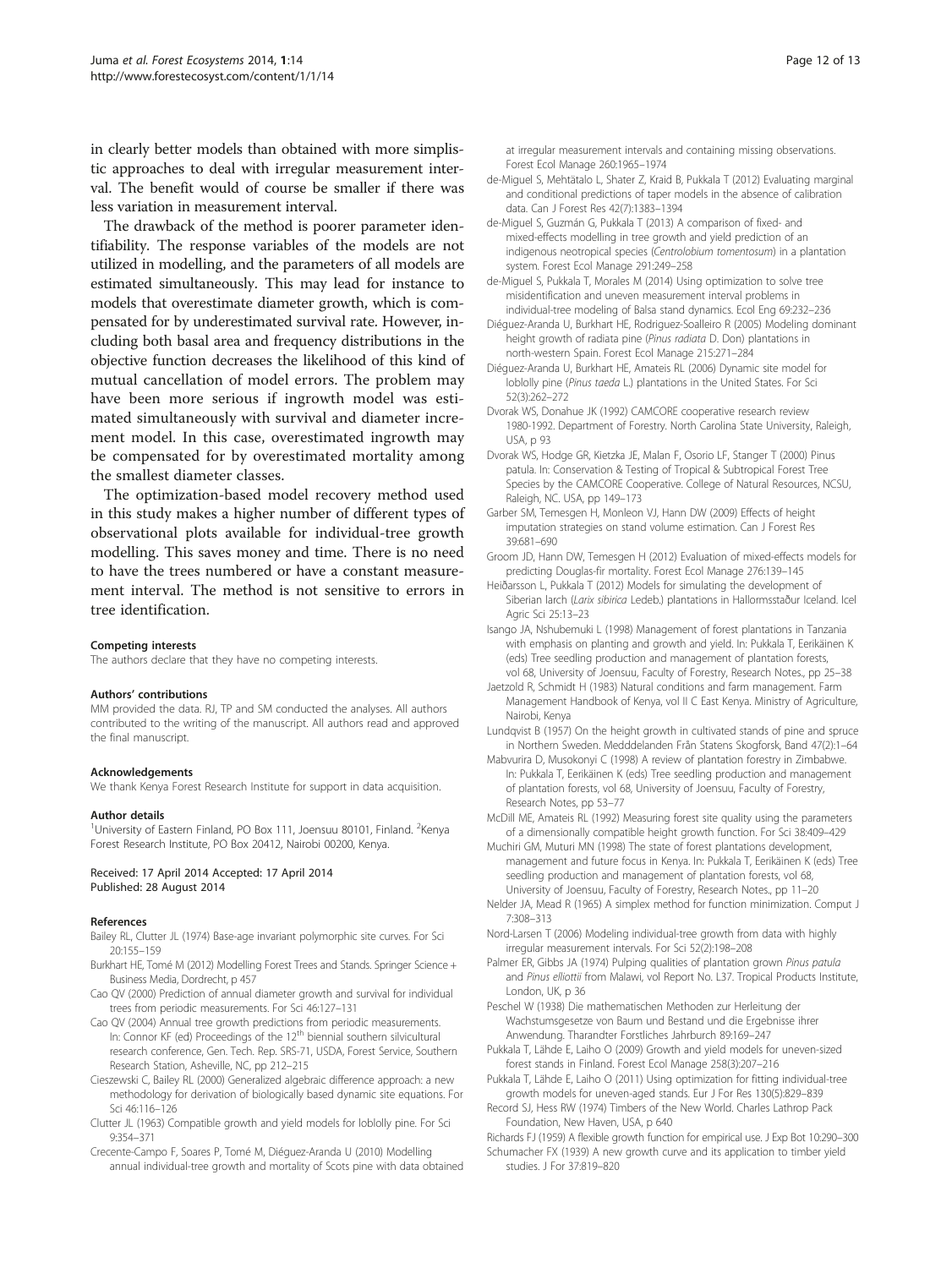in clearly better models than obtained with more simplistic approaches to deal with irregular measurement interval. The benefit would of course be smaller if there was less variation in measurement interval.

The drawback of the method is poorer parameter identifiability. The response variables of the models are not utilized in modelling, and the parameters of all models are estimated simultaneously. This may lead for instance to models that overestimate diameter growth, which is compensated for by underestimated survival rate. However, including both basal area and frequency distributions in the objective function decreases the likelihood of this kind of mutual cancellation of model errors. The problem may have been more serious if ingrowth model was estimated simultaneously with survival and diameter increment model. In this case, overestimated ingrowth may be compensated for by overestimated mortality among the smallest diameter classes.

The optimization-based model recovery method used in this study makes a higher number of different types of observational plots available for individual-tree growth modelling. This saves money and time. There is no need to have the trees numbered or have a constant measurement interval. The method is not sensitive to errors in tree identification.

#### Competing interests

The authors declare that they have no competing interests.

#### Authors' contributions

MM provided the data. RJ, TP and SM conducted the analyses. All authors contributed to the writing of the manuscript. All authors read and approved the final manuscript.

#### Acknowledgements

We thank Kenya Forest Research Institute for support in data acquisition.

#### Author details

[1]University of Eastern Finland, PO Box 111, Joensuu 80101, Finland. [2]Kenya Forest Research Institute, PO Box 20412, Nairobi 00200, Kenya.

Received: 17 April 2014 Accepted: 17 April 2014
Published: 28 August 2014

#### References

Bailey RL, Clutter JL (1974) Base-age invariant polymorphic site curves. For Sci 20:155–159

Burkhart HE, Tomé M (2012) Modelling Forest Trees and Stands. Springer Science + Business Media, Dordrecht, p 457

Cao QV (2000) Prediction of annual diameter growth and survival for individual trees from periodic measurements. For Sci 46:127–131

Cao QV (2004) Annual tree growth predictions from periodic measurements. In: Connor KF (ed) Proceedings of the 12[th] biennial southern silvicultural research conference, Gen. Tech. Rep. SRS-71, USDA, Forest Service, Southern Research Station, Asheville, NC, pp 212–215

Cieszewski C, Bailey RL (2000) Generalized algebraic difference approach: a new methodology for derivation of biologically based dynamic site equations. For Sci 46:116–126

Clutter JL (1963) Compatible growth and yield models for loblolly pine. For Sci 9:354–371

Crecente-Campo F, Soares P, Tomé M, Diéguez-Aranda U (2010) Modelling annual individual-tree growth and mortality of Scots pine with data obtained at irregular measurement intervals and containing missing observations. Forest Ecol Manage 260:1965–1974

de-Miguel S, Mehtätalo L, Shater Z, Kraid B, Pukkala T (2012) Evaluating marginal and conditional predictions of taper models in the absence of calibration data. Can J Forest Res 42(7):1383–1394

de-Miguel S, Guzmán G, Pukkala T (2013) A comparison of fixed- and mixed-effects modelling in tree growth and yield prediction of an indigenous neotropical species (*Centrolobium tomentosum*) in a plantation system. Forest Ecol Manage 291:249–258

de-Miguel S, Pukkala T, Morales M (2014) Using optimization to solve tree misidentification and uneven measurement interval problems in individual-tree modeling of Balsa stand dynamics. Ecol Eng 69:232–236

Diéguez-Aranda U, Burkhart HE, Rodriguez-Soalleiro R (2005) Modeling dominant height growth of radiata pine (*Pinus radiata* D. Don) plantations in north-western Spain. Forest Ecol Manage 215:271–284

Diéguez-Aranda U, Burkhart HE, Amateis RL (2006) Dynamic site model for loblolly pine (*Pinus taeda* L.) plantations in the United States. For Sci 52(3):262–272

Dvorak WS, Donahue JK (1992) CAMCORE cooperative research review 1980-1992. Department of Forestry. North Carolina State University, Raleigh, USA, p 93

Dvorak WS, Hodge GR, Kietzka JE, Malan F, Osorio LF, Stanger T (2000) Pinus patula. In: Conservation & Testing of Tropical & Subtropical Forest Tree Species by the CAMCORE Cooperative. College of Natural Resources, NCSU, Raleigh, NC. USA, pp 149–173

Garber SM, Temesgen H, Monleon VJ, Hann DW (2009) Effects of height imputation strategies on stand volume estimation. Can J Forest Res 39:681–690

Groom JD, Hann DW, Temesgen H (2012) Evaluation of mixed-effects models for predicting Douglas-fir mortality. Forest Ecol Manage 276:139–145

Heiðarsson L, Pukkala T (2012) Models for simulating the development of Siberian larch (*Larix sibirica* Ledeb.) plantations in Hallormsstaður Iceland. Icel Agric Sci 25:13–23

Isango JA, Nshubemuki L (1998) Management of forest plantations in Tanzania with emphasis on planting and growth and yield. In: Pukkala T, Eerikäinen K (eds) Tree seedling production and management of plantation forests, vol 68, University of Joensuu, Faculty of Forestry, Research Notes., pp 25–38

Jaetzold R, Schmidt H (1983) Natural conditions and farm management. Farm Management Handbook of Kenya, vol II C East Kenya. Ministry of Agriculture, Nairobi, Kenya

Lundqvist B (1957) On the height growth in cultivated stands of pine and spruce in Northern Sweden. Medddelanden Från Statens Skogforsk, Band 47(2):1–64

Mabvurira D, Musokonyi C (1998) A review of plantation forestry in Zimbabwe. In: Pukkala T, Eerikäinen K (eds) Tree seedling production and management of plantation forests, vol 68, University of Joensuu, Faculty of Forestry, Research Notes, pp 53–77

McDill ME, Amateis RL (1992) Measuring forest site quality using the parameters of a dimensionally compatible height growth function. For Sci 38:409–429

Muchiri GM, Muturi MN (1998) The state of forest plantations development, management and future focus in Kenya. In: Pukkala T, Eerikäinen K (eds) Tree seedling production and management of plantation forests, vol 68, University of Joensuu, Faculty of Forestry, Research Notes., pp 11–20

Nelder JA, Mead R (1965) A simplex method for function minimization. Comput J 7:308–313

Nord-Larsen T (2006) Modeling individual-tree growth from data with highly irregular measurement intervals. For Sci 52(2):198–208

Palmer ER, Gibbs JA (1974) Pulping qualities of plantation grown *Pinus patula* and *Pinus elliottii* from Malawi, vol Report No. L37. Tropical Products Institute, London, UK, p 36

Peschel W (1938) Die mathematischen Methoden zur Herleitung der Wachstumsgesetze von Baum und Bestand und die Ergebnisse ihrer Anwendung. Tharandter Forstliches Jahrburch 89:169–247

Pukkala T, Lähde E, Laiho O (2009) Growth and yield models for uneven-sized forest stands in Finland. Forest Ecol Manage 258(3):207–216

Pukkala T, Lähde E, Laiho O (2011) Using optimization for fitting individual-tree growth models for uneven-aged stands. Eur J For Res 130(5):829–839

Record SJ, Hess RW (1974) Timbers of the New World. Charles Lathrop Pack Foundation, New Haven, USA, p 640

Richards FJ (1959) A flexible growth function for empirical use. J Exp Bot 10:290–300

Schumacher FX (1939) A new growth curve and its application to timber yield studies. J For 37:819–820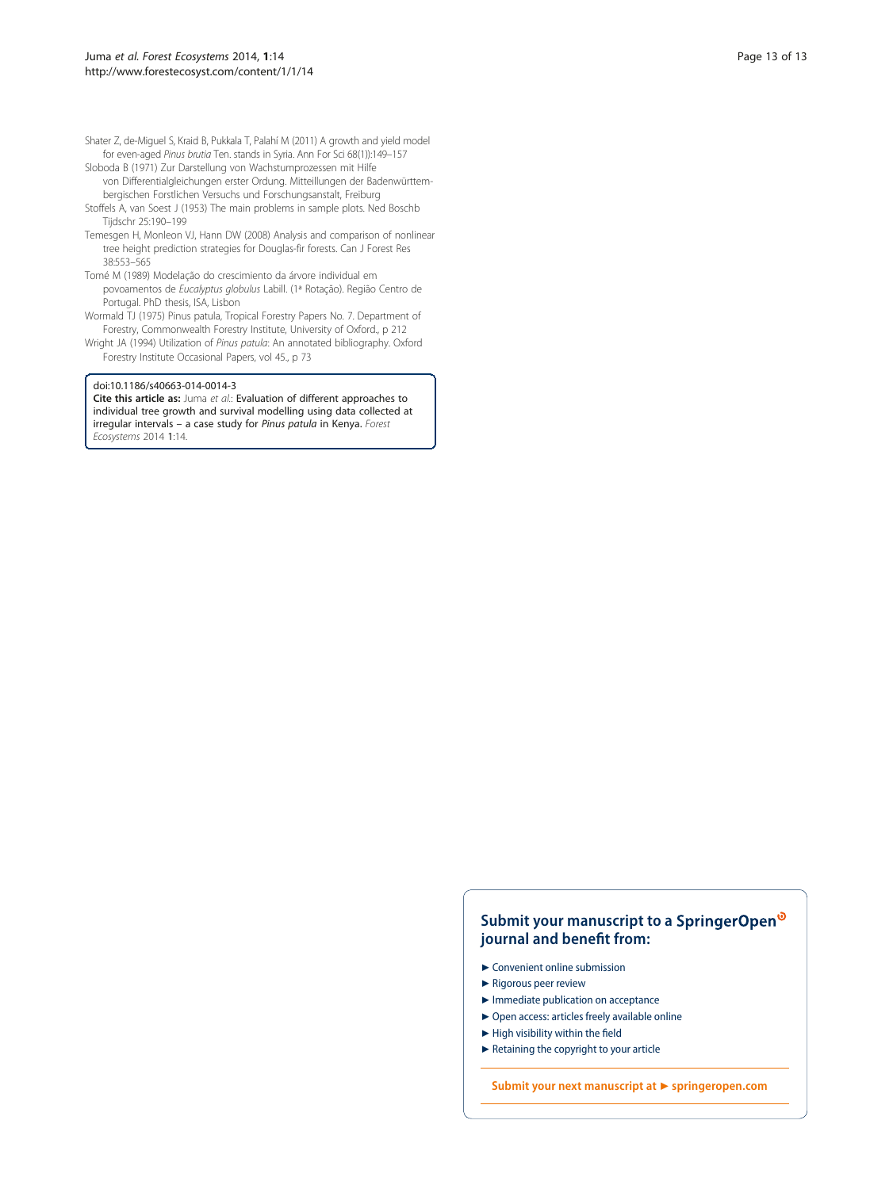Shater Z, de-Miguel S, Kraid B, Pukkala T, Palahí M (2011) A growth and yield model for even-aged *Pinus brutia* Ten. stands in Syria. Ann For Sci 68(1)):149–157

Sloboda B (1971) Zur Darstellung von Wachstumprozessen mit Hilfe von Differentialgleichungen erster Ordung. Mitteilungen der Badenwürttembergischen Forstlichen Versuchs und Forschungsanstalt, Freiburg

Stoffels A, van Soest J (1953) The main problems in sample plots. Ned Boschb Tijdschr 25:190–199

Temesgen H, Monleon VJ, Hann DW (2008) Analysis and comparison of nonlinear tree height prediction strategies for Douglas-fir forests. Can J Forest Res 38:553–565

Tomé M (1989) Modelação do crescimiento da árvore individual em povoamentos de *Eucalyptus globulus* Labill. (1ª Rotação). Região Centro de Portugal. PhD thesis, ISA, Lisbon

Wormald TJ (1975) Pinus patula, Tropical Forestry Papers No. 7. Department of Forestry, Commonwealth Forestry Institute, University of Oxford., p 212

Wright JA (1994) Utilization of *Pinus patula*: An annotated bibliography. Oxford Forestry Institute Occasional Papers, vol 45., p 73

doi:10.1186/s40663-014-0014-3

**Cite this article as:** Juma *et al.*: Evaluation of different approaches to individual tree growth and survival modelling using data collected at irregular intervals – a case study for *Pinus patula* in Kenya. *Forest Ecosystems* 2014 **1**:14.

**Submit your manuscript to a SpringerOpen journal and benefit from:**

- ► Convenient online submission
- ► Rigorous peer review
- ► Immediate publication on acceptance
- ► Open access: articles freely available online
- ► High visibility within the field
- ► Retaining the copyright to your article

**Submit your next manuscript at ► springeropen.com**